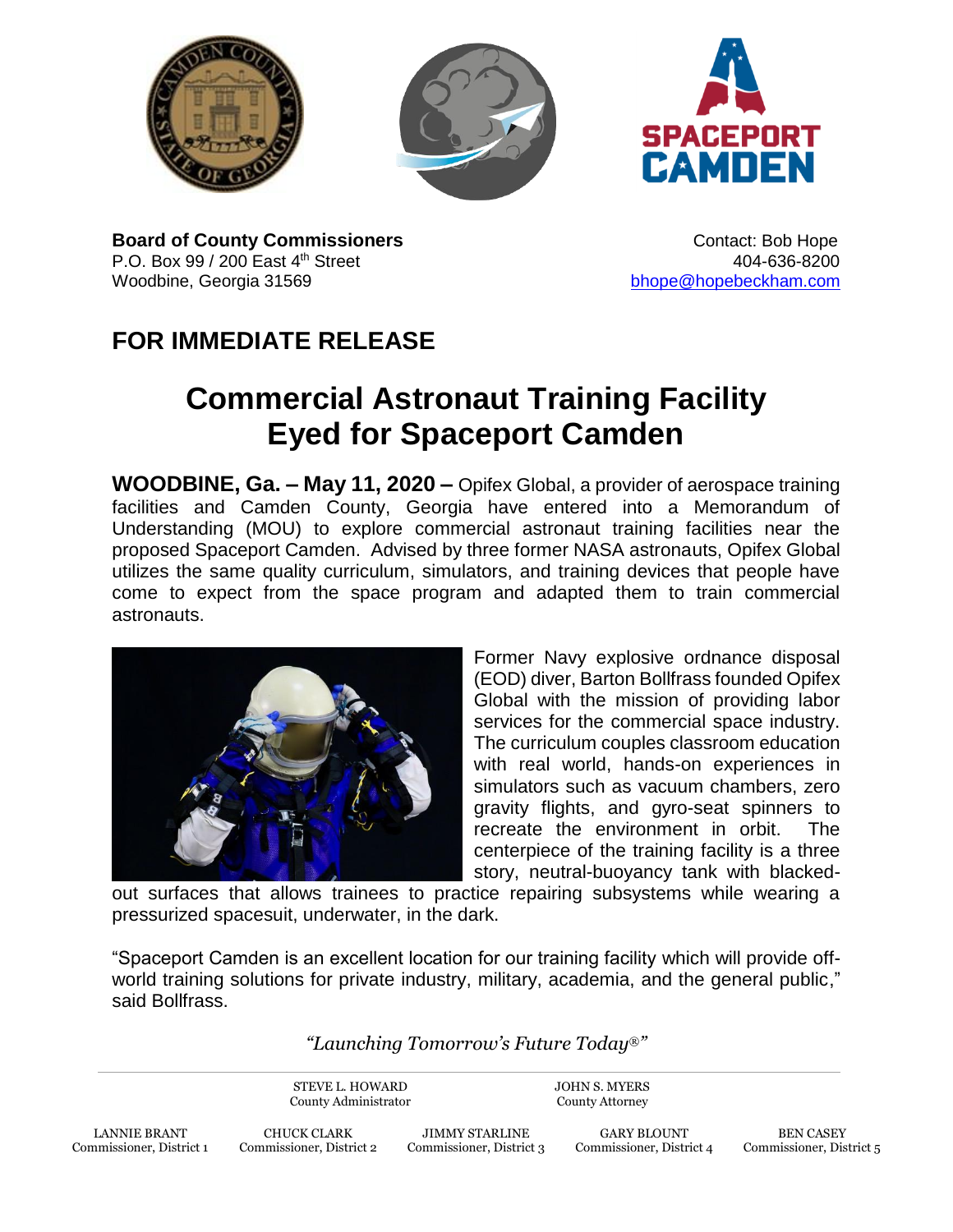**Board of County Commissioners**
P.O. Box 99 / 200 East 4th Street
Woodbine, Georgia 31569

Contact: Bob Hope
404-636-8200
bhope@hopebeckham.com

## FOR IMMEDIATE RELEASE

# Commercial Astronaut Training Facility Eyed for Spaceport Camden

**WOODBINE, Ga. – May 11, 2020 –** Opifex Global, a provider of aerospace training facilities and Camden County, Georgia have entered into a Memorandum of Understanding (MOU) to explore commercial astronaut training facilities near the proposed Spaceport Camden. Advised by three former NASA astronauts, Opifex Global utilizes the same quality curriculum, simulators, and training devices that people have come to expect from the space program and adapted them to train commercial astronauts.

Former Navy explosive ordnance disposal (EOD) diver, Barton Bollfrass founded Opifex Global with the mission of providing labor services for the commercial space industry. The curriculum couples classroom education with real world, hands-on experiences in simulators such as vacuum chambers, zero gravity flights, and gyro-seat spinners to recreate the environment in orbit. The centerpiece of the training facility is a three story, neutral-buoyancy tank with blacked-out surfaces that allows trainees to practice repairing subsystems while wearing a pressurized spacesuit, underwater, in the dark.

"Spaceport Camden is an excellent location for our training facility which will provide off-world training solutions for private industry, military, academia, and the general public," said Bollfrass.

*"Launching Tomorrow's Future Today®"*

STEVE L. HOWARD, County Administrator
JOHN S. MYERS, County Attorney

LANNIE BRANT, Commissioner, District 1
CHUCK CLARK, Commissioner, District 2
JIMMY STARLINE, Commissioner, District 3
GARY BLOUNT, Commissioner, District 4
BEN CASEY, Commissioner, District 5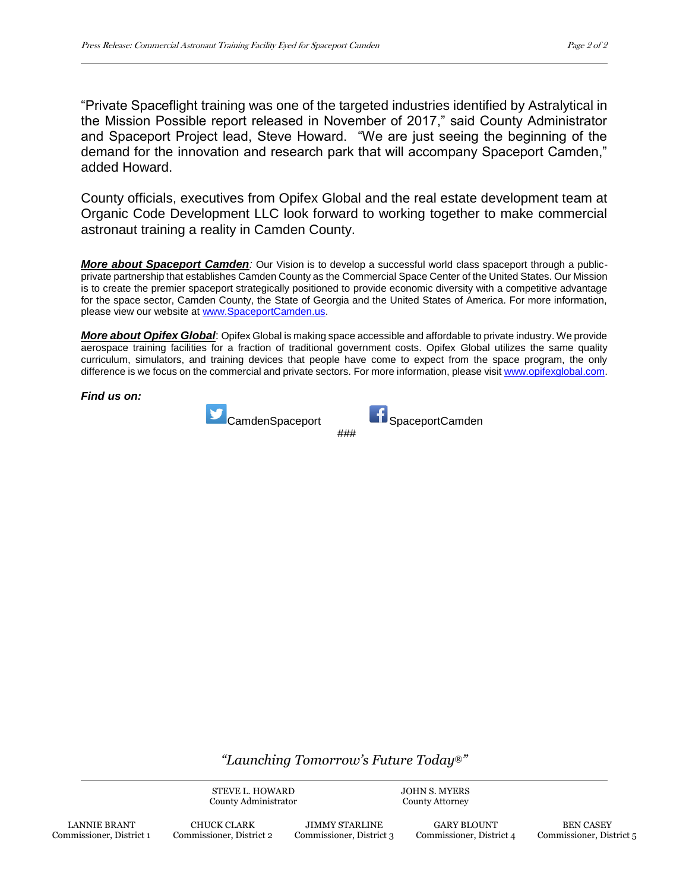"Private Spaceflight training was one of the targeted industries identified by Astralytical in the Mission Possible report released in November of 2017," said County Administrator and Spaceport Project lead, Steve Howard. "We are just seeing the beginning of the demand for the innovation and research park that will accompany Spaceport Camden," added Howard.

County officials, executives from Opifex Global and the real estate development team at Organic Code Development LLC look forward to working together to make commercial astronaut training a reality in Camden County.

***More about Spaceport Camden**:* Our Vision is to develop a successful world class spaceport through a public-private partnership that establishes Camden County as the Commercial Space Center of the United States. Our Mission is to create the premier spaceport strategically positioned to provide economic diversity with a competitive advantage for the space sector, Camden County, the State of Georgia and the United States of America. For more information, please view our website at www.SpaceportCamden.us.

***More about Opifex Global***: Opifex Global is making space accessible and affordable to private industry. We provide aerospace training facilities for a fraction of traditional government costs. Opifex Global utilizes the same quality curriculum, simulators, and training devices that people have come to expect from the space program, the only difference is we focus on the commercial and private sectors. For more information, please visit www.opifexglobal.com.

***Find us on:***

CamdenSpaceport SpaceportCamden

###

*"Launching Tomorrow's Future Today®"*

STEVE L. HOWARD
County Administrator

JOHN S. MYERS
County Attorney

LANNIE BRANT
Commissioner, District 1

CHUCK CLARK
Commissioner, District 2

JIMMY STARLINE
Commissioner, District 3

GARY BLOUNT
Commissioner, District 4

BEN CASEY
Commissioner, District 5